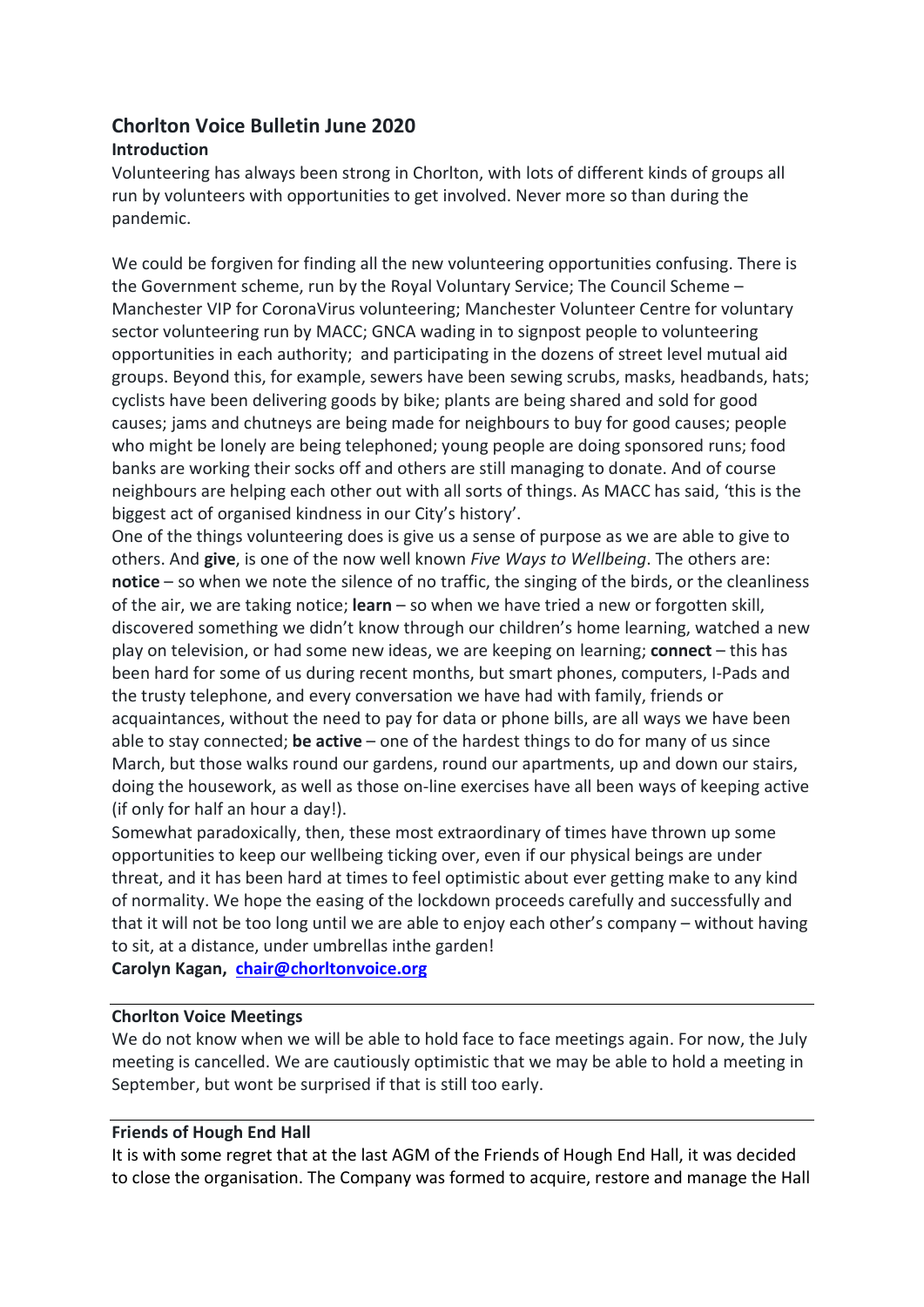# Chorlton Voice Bulletin June 2020

## Introduction

Volunteering has always been strong in Chorlton, with lots of different kinds of groups all run by volunteers with opportunities to get involved. Never more so than during the pandemic.

We could be forgiven for finding all the new volunteering opportunities confusing. There is the Government scheme, run by the Royal Voluntary Service; The Council Scheme – Manchester VIP for CoronaVirus volunteering; Manchester Volunteer Centre for voluntary sector volunteering run by MACC; GNCA wading in to signpost people to volunteering opportunities in each authority; and participating in the dozens of street level mutual aid groups. Beyond this, for example, sewers have been sewing scrubs, masks, headbands, hats; cyclists have been delivering goods by bike; plants are being shared and sold for good causes; jams and chutneys are being made for neighbours to buy for good causes; people who might be lonely are being telephoned; young people are doing sponsored runs; food banks are working their socks off and others are still managing to donate. And of course neighbours are helping each other out with all sorts of things. As MACC has said, 'this is the biggest act of organised kindness in our City's history'.

One of the things volunteering does is give us a sense of purpose as we are able to give to others. And **give**, is one of the now well known *Five Ways to Wellbeing*. The others are: **notice** – so when we note the silence of no traffic, the singing of the birds, or the cleanliness of the air, we are taking notice; **learn** – so when we have tried a new or forgotten skill, discovered something we didn't know through our children's home learning, watched a new play on television, or had some new ideas, we are keeping on learning; **connect** – this has been hard for some of us during recent months, but smart phones, computers, I-Pads and the trusty telephone, and every conversation we have had with family, friends or acquaintances, without the need to pay for data or phone bills, are all ways we have been able to stay connected; **be active** – one of the hardest things to do for many of us since March, but those walks round our gardens, round our apartments, up and down our stairs, doing the housework, as well as those on-line exercises have all been ways of keeping active (if only for half an hour a day!).

Somewhat paradoxically, then, these most extraordinary of times have thrown up some opportunities to keep our wellbeing ticking over, even if our physical beings are under threat, and it has been hard at times to feel optimistic about ever getting make to any kind of normality. We hope the easing of the lockdown proceeds carefully and successfully and that it will not be too long until we are able to enjoy each other's company – without having to sit, at a distance, under umbrellas inthe garden!

**Carolyn Kagan, chair@chorltonvoice.org**

---

## Chorlton Voice Meetings

We do not know when we will be able to hold face to face meetings again. For now, the July meeting is cancelled. We are cautiously optimistic that we may be able to hold a meeting in September, but wont be surprised if that is still too early.

---

## Friends of Hough End Hall

It is with some regret that at the last AGM of the Friends of Hough End Hall, it was decided to close the organisation. The Company was formed to acquire, restore and manage the Hall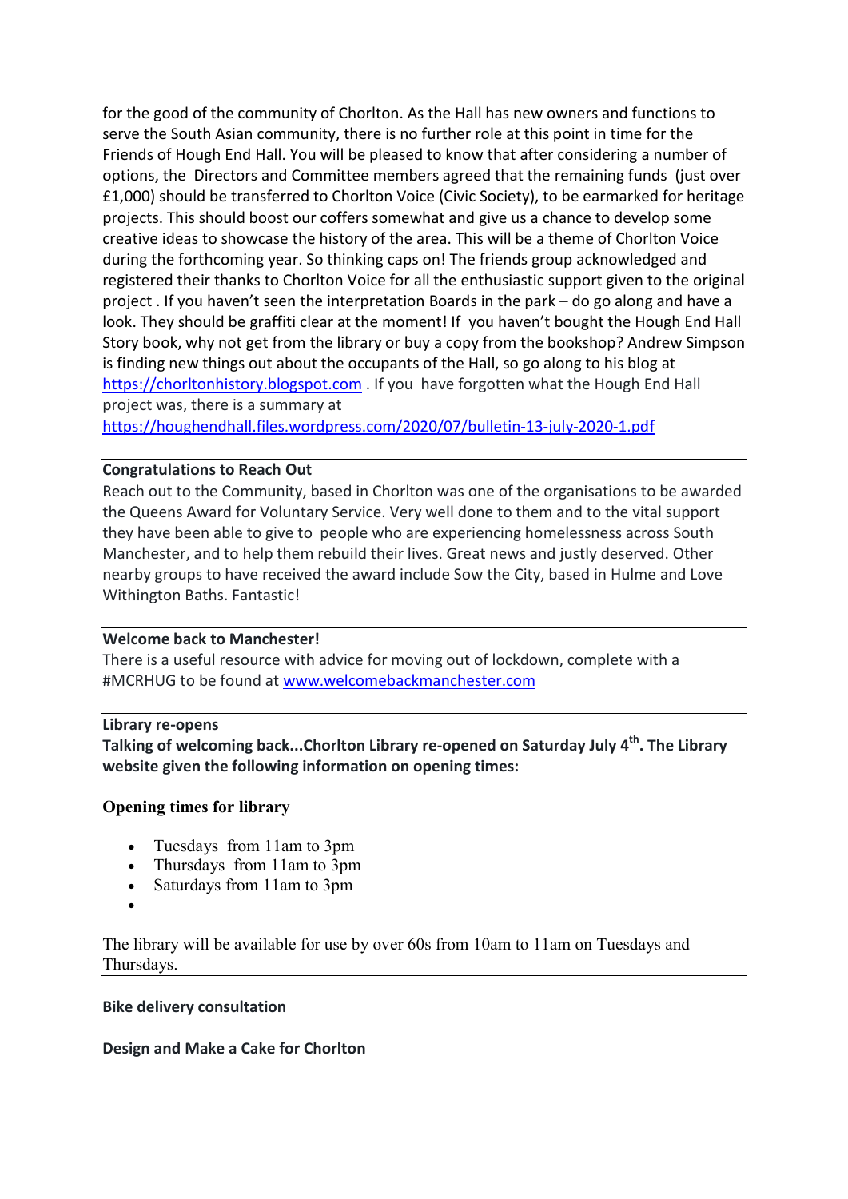for the good of the community of Chorlton. As the Hall has new owners and functions to serve the South Asian community, there is no further role at this point in time for the Friends of Hough End Hall. You will be pleased to know that after considering a number of options, the Directors and Committee members agreed that the remaining funds (just over £1,000) should be transferred to Chorlton Voice (Civic Society), to be earmarked for heritage projects. This should boost our coffers somewhat and give us a chance to develop some creative ideas to showcase the history of the area. This will be a theme of Chorlton Voice during the forthcoming year. So thinking caps on! The friends group acknowledged and registered their thanks to Chorlton Voice for all the enthusiastic support given to the original project . If you haven't seen the interpretation Boards in the park – do go along and have a look. They should be graffiti clear at the moment! If you haven't bought the Hough End Hall Story book, why not get from the library or buy a copy from the bookshop? Andrew Simpson is finding new things out about the occupants of the Hall, so go along to his blog at https://chorltonhistory.blogspot.com . If you have forgotten what the Hough End Hall project was, there is a summary at https://houghendhall.files.wordpress.com/2020/07/bulletin-13-july-2020-1.pdf

---

**Congratulations to Reach Out**

Reach out to the Community, based in Chorlton was one of the organisations to be awarded the Queens Award for Voluntary Service. Very well done to them and to the vital support they have been able to give to people who are experiencing homelessness across South Manchester, and to help them rebuild their lives. Great news and justly deserved. Other nearby groups to have received the award include Sow the City, based in Hulme and Love Withington Baths. Fantastic!

---

**Welcome back to Manchester!**

There is a useful resource with advice for moving out of lockdown, complete with a #MCRHUG to be found at www.welcomebackmanchester.com

---

**Library re-opens**

**Talking of welcoming back...Chorlton Library re-opened on Saturday July 4th. The Library website given the following information on opening times:**

**Opening times for library**

- Tuesdays from 11am to 3pm
- Thursdays from 11am to 3pm
- Saturdays from 11am to 3pm

The library will be available for use by over 60s from 10am to 11am on Tuesdays and Thursdays.

---

**Bike delivery consultation**

**Design and Make a Cake for Chorlton**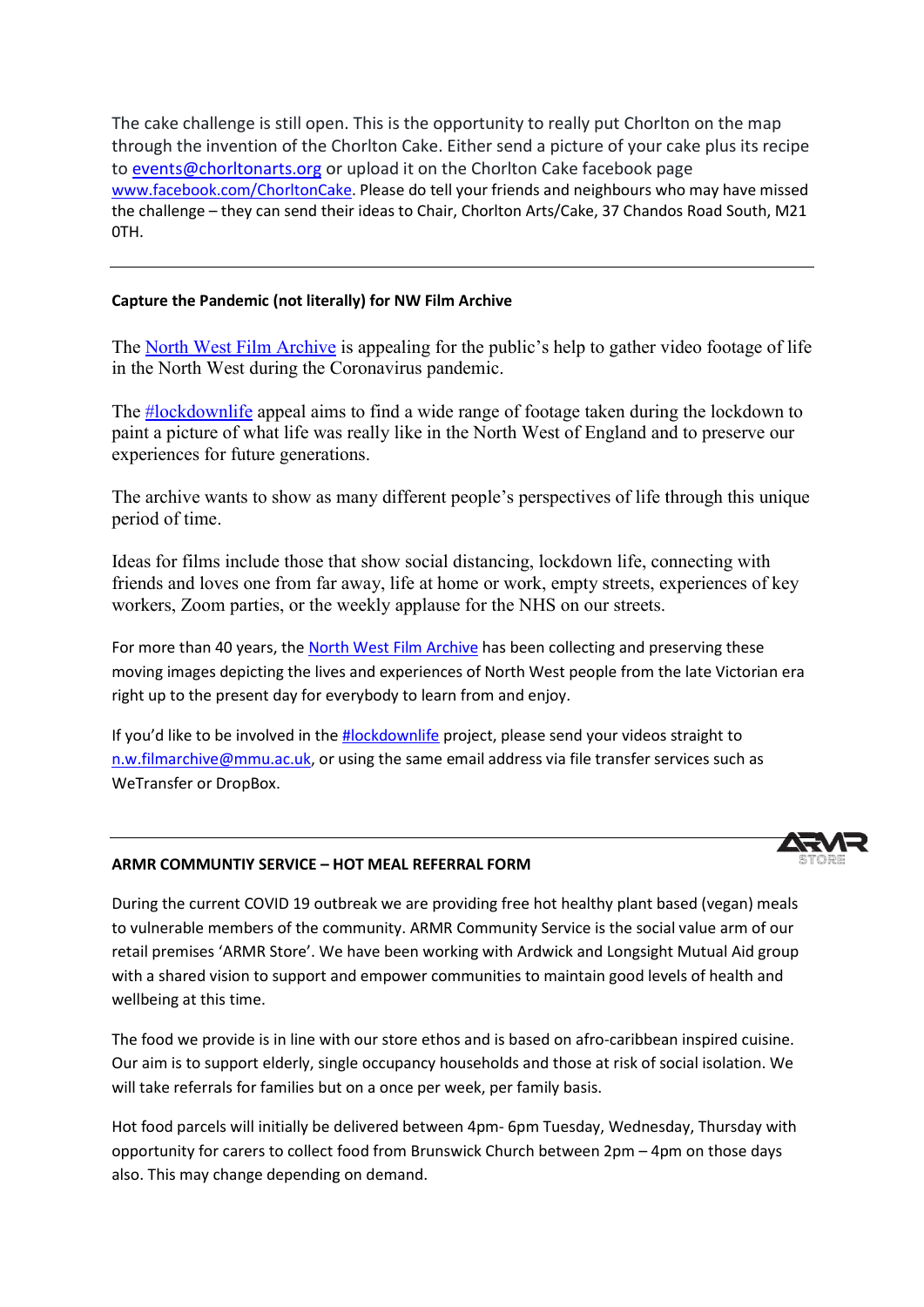The cake challenge is still open. This is the opportunity to really put Chorlton on the map through the invention of the Chorlton Cake. Either send a picture of your cake plus its recipe to events@chorltonarts.org or upload it on the Chorlton Cake facebook page www.facebook.com/ChorltonCake. Please do tell your friends and neighbours who may have missed the challenge – they can send their ideas to Chair, Chorlton Arts/Cake, 37 Chandos Road South, M21 0TH.

---

**Capture the Pandemic (not literally) for NW Film Archive**

The North West Film Archive is appealing for the public's help to gather video footage of life in the North West during the Coronavirus pandemic.

The #lockdownlife appeal aims to find a wide range of footage taken during the lockdown to paint a picture of what life was really like in the North West of England and to preserve our experiences for future generations.

The archive wants to show as many different people's perspectives of life through this unique period of time.

Ideas for films include those that show social distancing, lockdown life, connecting with friends and loves one from far away, life at home or work, empty streets, experiences of key workers, Zoom parties, or the weekly applause for the NHS on our streets.

For more than 40 years, the North West Film Archive has been collecting and preserving these moving images depicting the lives and experiences of North West people from the late Victorian era right up to the present day for everybody to learn from and enjoy.

If you'd like to be involved in the #lockdownlife project, please send your videos straight to n.w.filmarchive@mmu.ac.uk, or using the same email address via file transfer services such as WeTransfer or DropBox.

---

**ARMR COMMUNTIY SERVICE – HOT MEAL REFERRAL FORM**

During the current COVID 19 outbreak we are providing free hot healthy plant based (vegan) meals to vulnerable members of the community. ARMR Community Service is the social value arm of our retail premises 'ARMR Store'. We have been working with Ardwick and Longsight Mutual Aid group with a shared vision to support and empower communities to maintain good levels of health and wellbeing at this time.

The food we provide is in line with our store ethos and is based on afro-caribbean inspired cuisine. Our aim is to support elderly, single occupancy households and those at risk of social isolation. We will take referrals for families but on a once per week, per family basis.

Hot food parcels will initially be delivered between 4pm- 6pm Tuesday, Wednesday, Thursday with opportunity for carers to collect food from Brunswick Church between 2pm – 4pm on those days also. This may change depending on demand.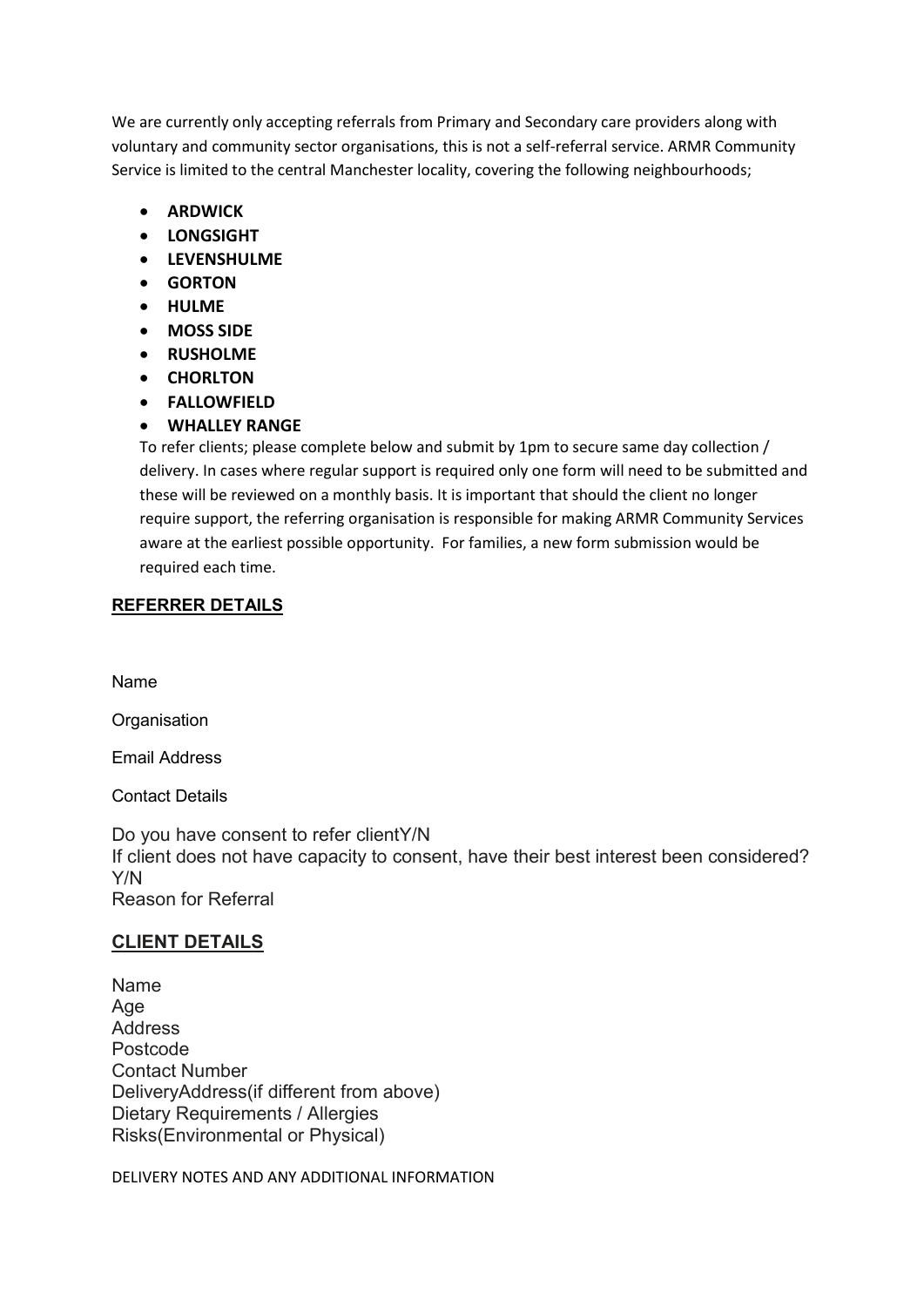We are currently only accepting referrals from Primary and Secondary care providers along with voluntary and community sector organisations, this is not a self-referral service. ARMR Community Service is limited to the central Manchester locality, covering the following neighbourhoods;

- **ARDWICK**
- **LONGSIGHT**
- **LEVENSHULME**
- **GORTON**
- **HULME**
- **MOSS SIDE**
- **RUSHOLME**
- **CHORLTON**
- **FALLOWFIELD**
- **WHALLEY RANGE**

To refer clients; please complete below and submit by 1pm to secure same day collection / delivery. In cases where regular support is required only one form will need to be submitted and these will be reviewed on a monthly basis. It is important that should the client no longer require support, the referring organisation is responsible for making ARMR Community Services aware at the earliest possible opportunity. For families, a new form submission would be required each time.

## REFERRER DETAILS

Name

Organisation

Email Address

Contact Details

Do you have consent to refer clientY/N
If client does not have capacity to consent, have their best interest been considered? Y/N
Reason for Referral

## CLIENT DETAILS

Name
Age
Address
Postcode
Contact Number
DeliveryAddress(if different from above)
Dietary Requirements / Allergies
Risks(Environmental or Physical)

DELIVERY NOTES AND ANY ADDITIONAL INFORMATION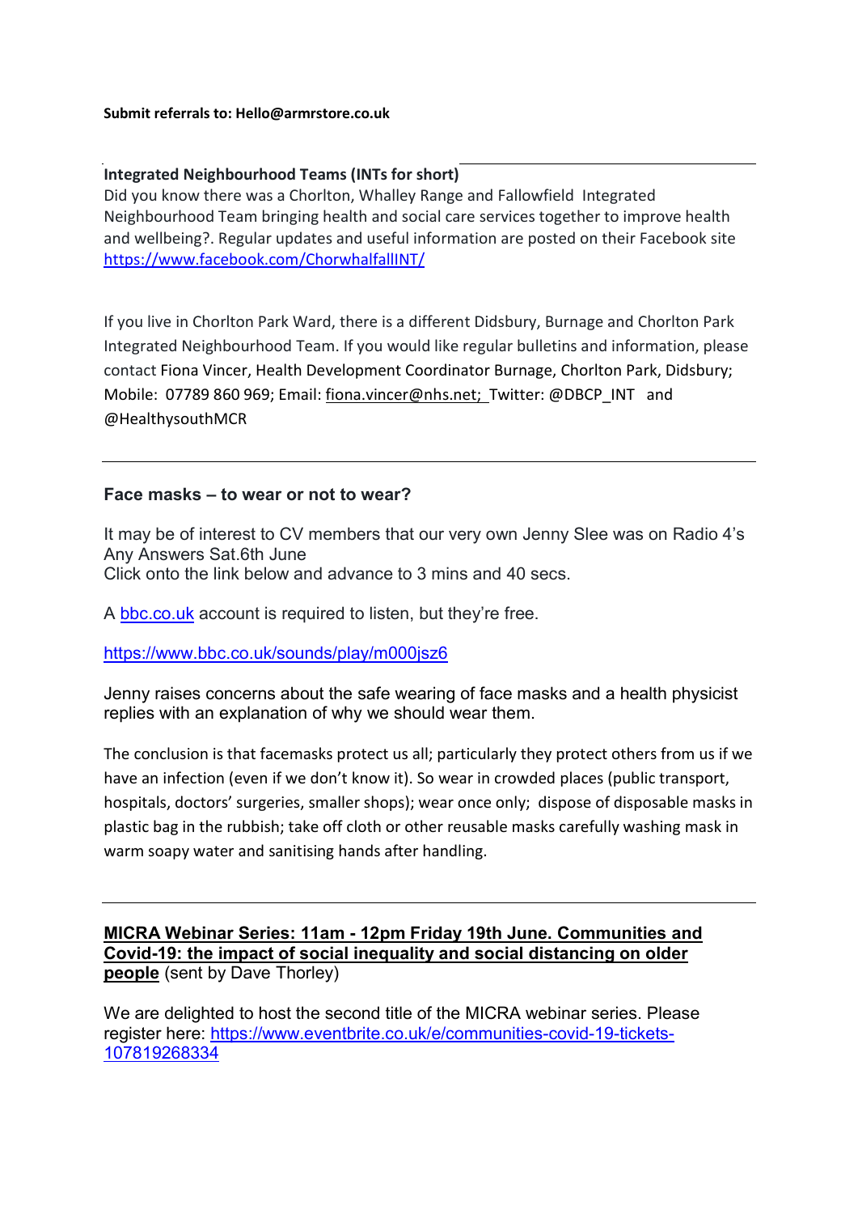**Submit referrals to: Hello@armrstore.co.uk**

---

**Integrated Neighbourhood Teams (INTs for short)**

Did you know there was a Chorlton, Whalley Range and Fallowfield Integrated Neighbourhood Team bringing health and social care services together to improve health and wellbeing?. Regular updates and useful information are posted on their Facebook site https://www.facebook.com/ChorwhalfallINT/

If you live in Chorlton Park Ward, there is a different Didsbury, Burnage and Chorlton Park Integrated Neighbourhood Team. If you would like regular bulletins and information, please contact Fiona Vincer, Health Development Coordinator Burnage, Chorlton Park, Didsbury; Mobile: 07789 860 969; Email: fiona.vincer@nhs.net; Twitter: @DBCP_INT and @HealthysouthMCR

---

**Face masks – to wear or not to wear?**

It may be of interest to CV members that our very own Jenny Slee was on Radio 4's Any Answers Sat.6th June
Click onto the link below and advance to 3 mins and 40 secs.

A bbc.co.uk account is required to listen, but they're free.

https://www.bbc.co.uk/sounds/play/m000jsz6

Jenny raises concerns about the safe wearing of face masks and a health physicist replies with an explanation of why we should wear them.

The conclusion is that facemasks protect us all; particularly they protect others from us if we have an infection (even if we don't know it). So wear in crowded places (public transport, hospitals, doctors' surgeries, smaller shops); wear once only; dispose of disposable masks in plastic bag in the rubbish; take off cloth or other reusable masks carefully washing mask in warm soapy water and sanitising hands after handling.

---

**MICRA Webinar Series: 11am - 12pm Friday 19th June. Communities and Covid-19: the impact of social inequality and social distancing on older people** (sent by Dave Thorley)

We are delighted to host the second title of the MICRA webinar series. Please register here: https://www.eventbrite.co.uk/e/communities-covid-19-tickets-107819268334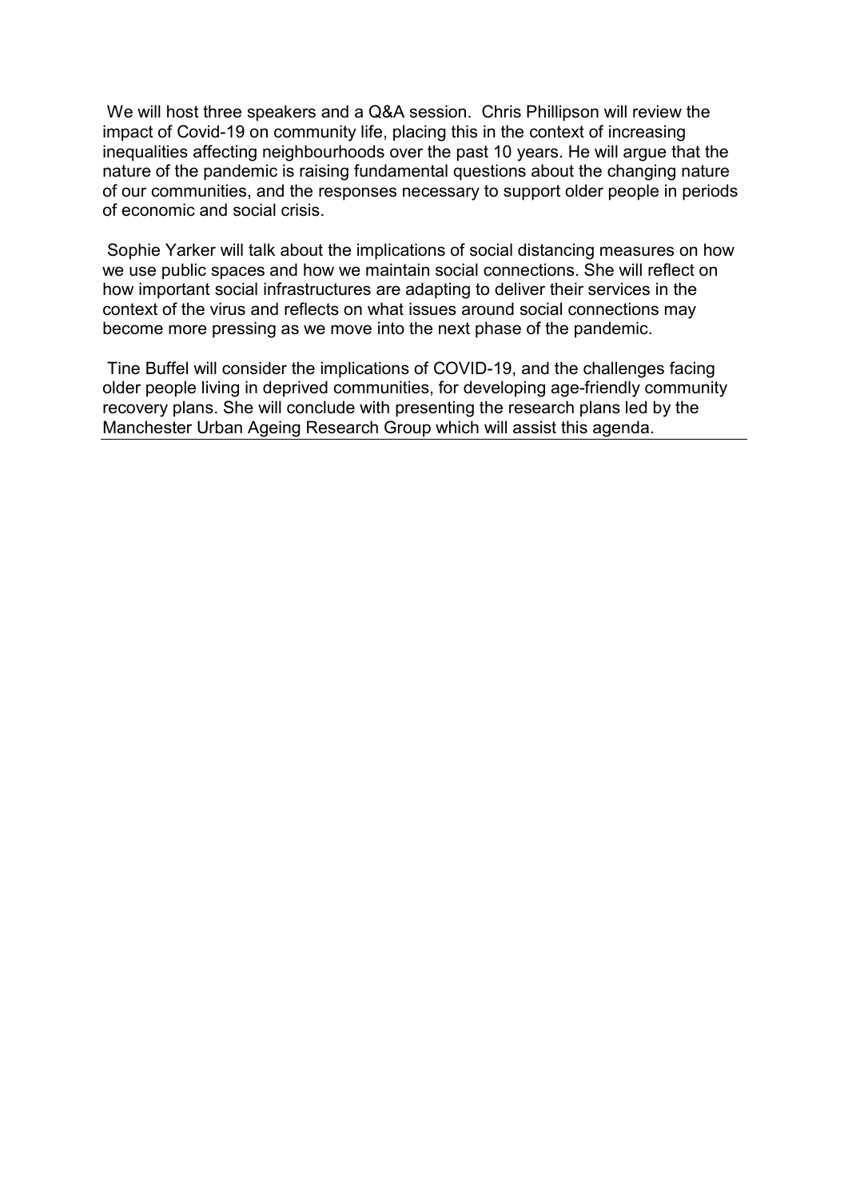We will host three speakers and a Q&A session. Chris Phillipson will review the impact of Covid-19 on community life, placing this in the context of increasing inequalities affecting neighbourhoods over the past 10 years. He will argue that the nature of the pandemic is raising fundamental questions about the changing nature of our communities, and the responses necessary to support older people in periods of economic and social crisis.

Sophie Yarker will talk about the implications of social distancing measures on how we use public spaces and how we maintain social connections. She will reflect on how important social infrastructures are adapting to deliver their services in the context of the virus and reflects on what issues around social connections may become more pressing as we move into the next phase of the pandemic.

Tine Buffel will consider the implications of COVID-19, and the challenges facing older people living in deprived communities, for developing age-friendly community recovery plans. She will conclude with presenting the research plans led by the Manchester Urban Ageing Research Group which will assist this agenda.